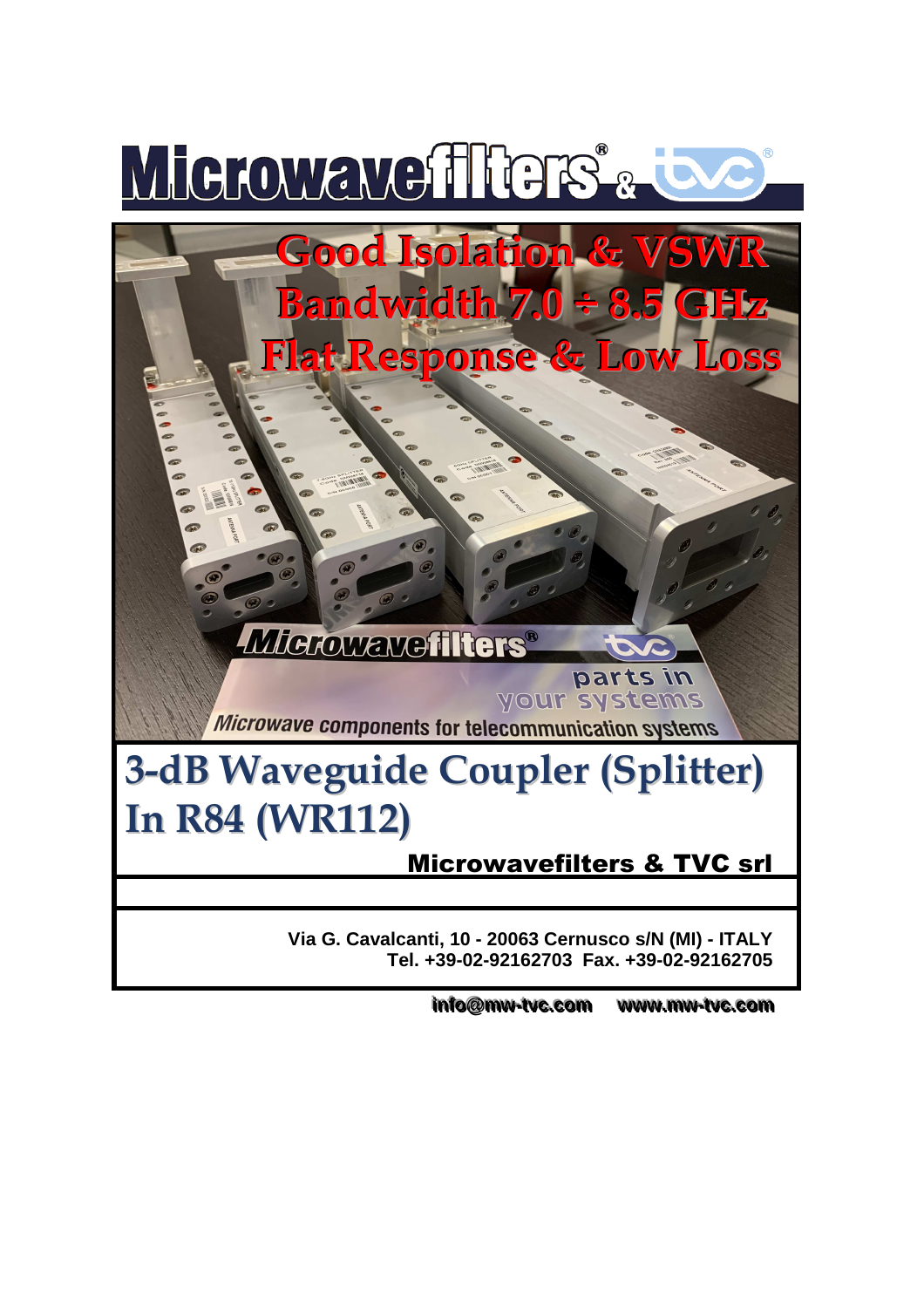# Microwavefilters® & TVC®

**Good Isolation & VSWR**
**Bandwidth 7.0 ÷ 8.5 GHz**
**Flat Response & Low Loss**

# 3-dB Waveguide Coupler (Splitter) In R84 (WR112)

**Microwavefilters & TVC srl**

**Via G. Cavalcanti, 10 - 20063 Cernusco s/N (MI) - ITALY**
**Tel. +39-02-92162703 Fax. +39-02-92162705**

**info@mw-tvc.com www.mw-tvc.com**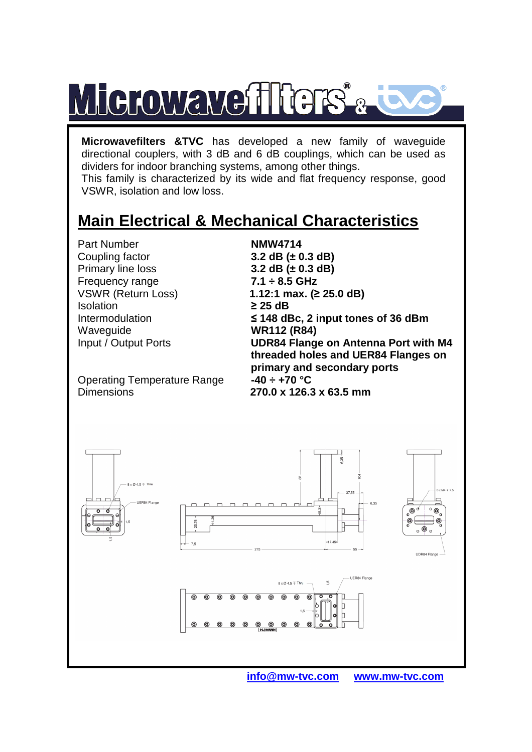**Microwavefilters &TVC** has developed a new family of waveguide directional couplers, with 3 dB and 6 dB couplings, which can be used as dividers for indoor branching systems, among other things.
This family is characterized by its wide and flat frequency response, good VSWR, isolation and low loss.

## Main Electrical & Mechanical Characteristics

| | |
|---|---|
| Part Number | **NMW4714** |
| Coupling factor | **3.2 dB (± 0.3 dB)** |
| Primary line loss | **3.2 dB (± 0.3 dB)** |
| Frequency range | **7.1 ÷ 8.5 GHz** |
| VSWR (Return Loss) | **1.12:1 max. (≥ 25.0 dB)** |
| Isolation | **≥ 25 dB** |
| Intermodulation | **≤ 148 dBc, 2 input tones of 36 dBm** |
| Waveguide | **WR112 (R84)** |
| Input / Output Ports | **UDR84 Flange on Antenna Port with M4 threaded holes and UER84 Flanges on primary and secondary ports** |
| Operating Temperature Range | **-40 ÷ +70 °C** |
| Dimensions | **270.0 x 126.3 x 63.5 mm** |

**info@mw-tvc.com** **www.mw-tvc.com**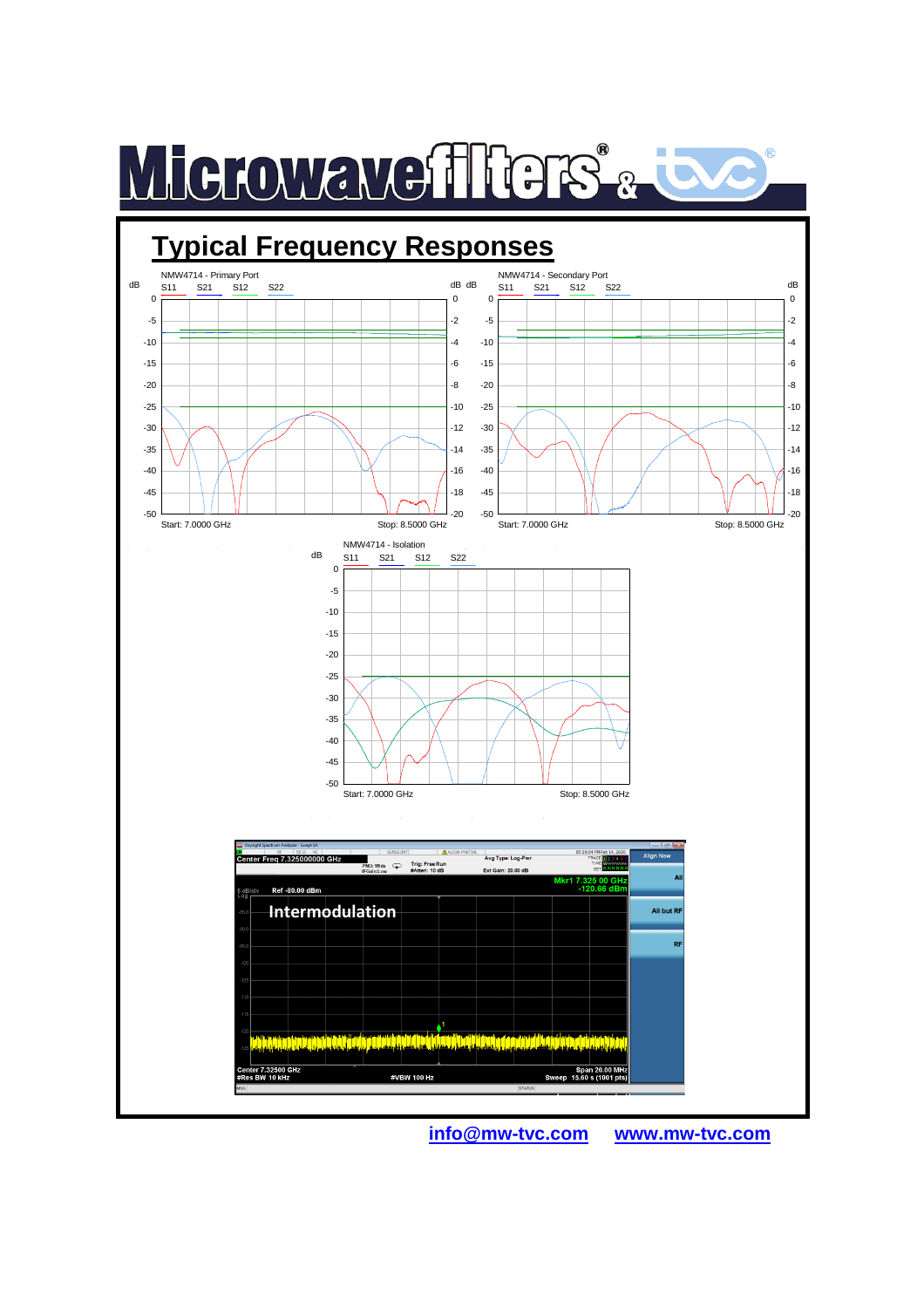# Typical Frequency Responses

NMW4714 - Primary Port

dB S11 S21 S12 S22 dB

0, -5, -10, -15, -20, -25, -30, -35, -40, -45, -50

0, -2, -4, -6, -8, -10, -12, -14, -16, -18, -20

Start: 7.0000 GHz Stop: 8.5000 GHz

NMW4714 - Secondary Port

dB S11 S21 S12 S22 dB

0, -5, -10, -15, -20, -25, -30, -35, -40, -45, -50

0, -2, -4, -6, -8, -10, -12, -14, -16, -18, -20

Start: 7.0000 GHz Stop: 8.5000 GHz

NMW4714 - Isolation

dB S11 S21 S12 S22

0, -5, -10, -15, -20, -25, -30, -35, -40, -45, -50

Start: 7.0000 GHz Stop: 8.5000 GHz

Center Freq 7.325000000 GHz

Avg Type: Log-Pwr

Trig: Free Run

#Atten: 10 dB

Ext Gain: 20.00 dB

Mkr1 7.325 00 GHz
-120.66 dBm

5 dB/div Ref -80.00 dBm

Intermodulation

Center 7.32500 GHz
#Res BW 10 kHz

#VBW 100 Hz

Span 20.00 MHz
Sweep 15.60 s (1001 pts)

Align Now

All

All but RF

RF

info@mw-tvc.com www.mw-tvc.com